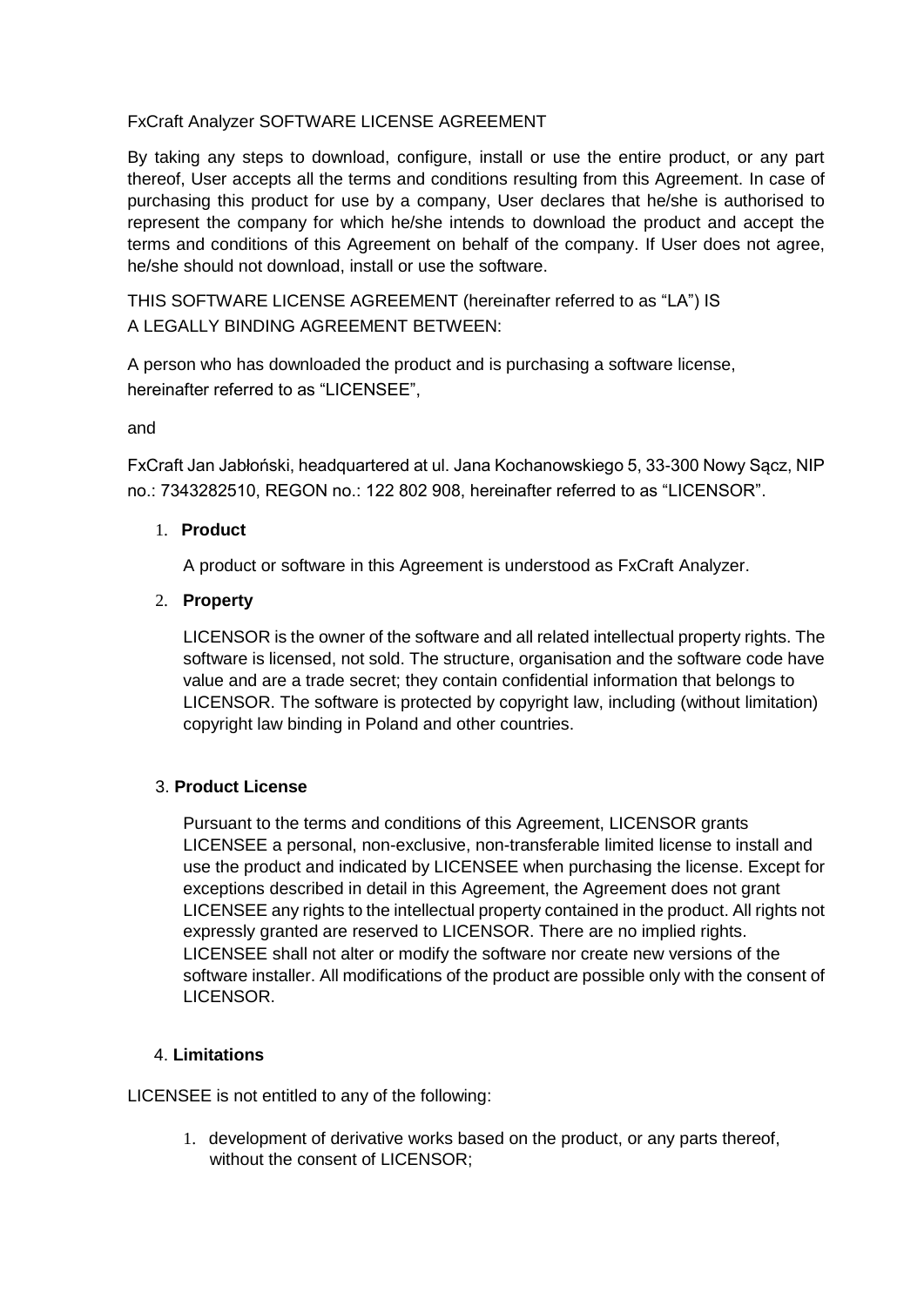FxCraft Analyzer SOFTWARE LICENSE AGREEMENT

By taking any steps to download, configure, install or use the entire product, or any part thereof, User accepts all the terms and conditions resulting from this Agreement. In case of purchasing this product for use by a company, User declares that he/she is authorised to represent the company for which he/she intends to download the product and accept the terms and conditions of this Agreement on behalf of the company. If User does not agree, he/she should not download, install or use the software.

THIS SOFTWARE LICENSE AGREEMENT (hereinafter referred to as "LA") IS A LEGALLY BINDING AGREEMENT BETWEEN:

A person who has downloaded the product and is purchasing a software license, hereinafter referred to as "LICENSEE",

and

FxCraft Jan Jabłoński, headquartered at ul. Jana Kochanowskiego 5, 33-300 Nowy Sącz, NIP no.: 7343282510, REGON no.: 122 802 908, hereinafter referred to as "LICENSOR".

1. **Product**

   A product or software in this Agreement is understood as FxCraft Analyzer.

2. **Property**

   LICENSOR is the owner of the software and all related intellectual property rights. The software is licensed, not sold. The structure, organisation and the software code have value and are a trade secret; they contain confidential information that belongs to LICENSOR. The software is protected by copyright law, including (without limitation) copyright law binding in Poland and other countries.

3. **Product License**

   Pursuant to the terms and conditions of this Agreement, LICENSOR grants LICENSEE a personal, non-exclusive, non-transferable limited license to install and use the product and indicated by LICENSEE when purchasing the license. Except for exceptions described in detail in this Agreement, the Agreement does not grant LICENSEE any rights to the intellectual property contained in the product. All rights not expressly granted are reserved to LICENSOR. There are no implied rights. LICENSEE shall not alter or modify the software nor create new versions of the software installer. All modifications of the product are possible only with the consent of LICENSOR.

4. **Limitations**

LICENSEE is not entitled to any of the following:

1. development of derivative works based on the product, or any parts thereof, without the consent of LICENSOR;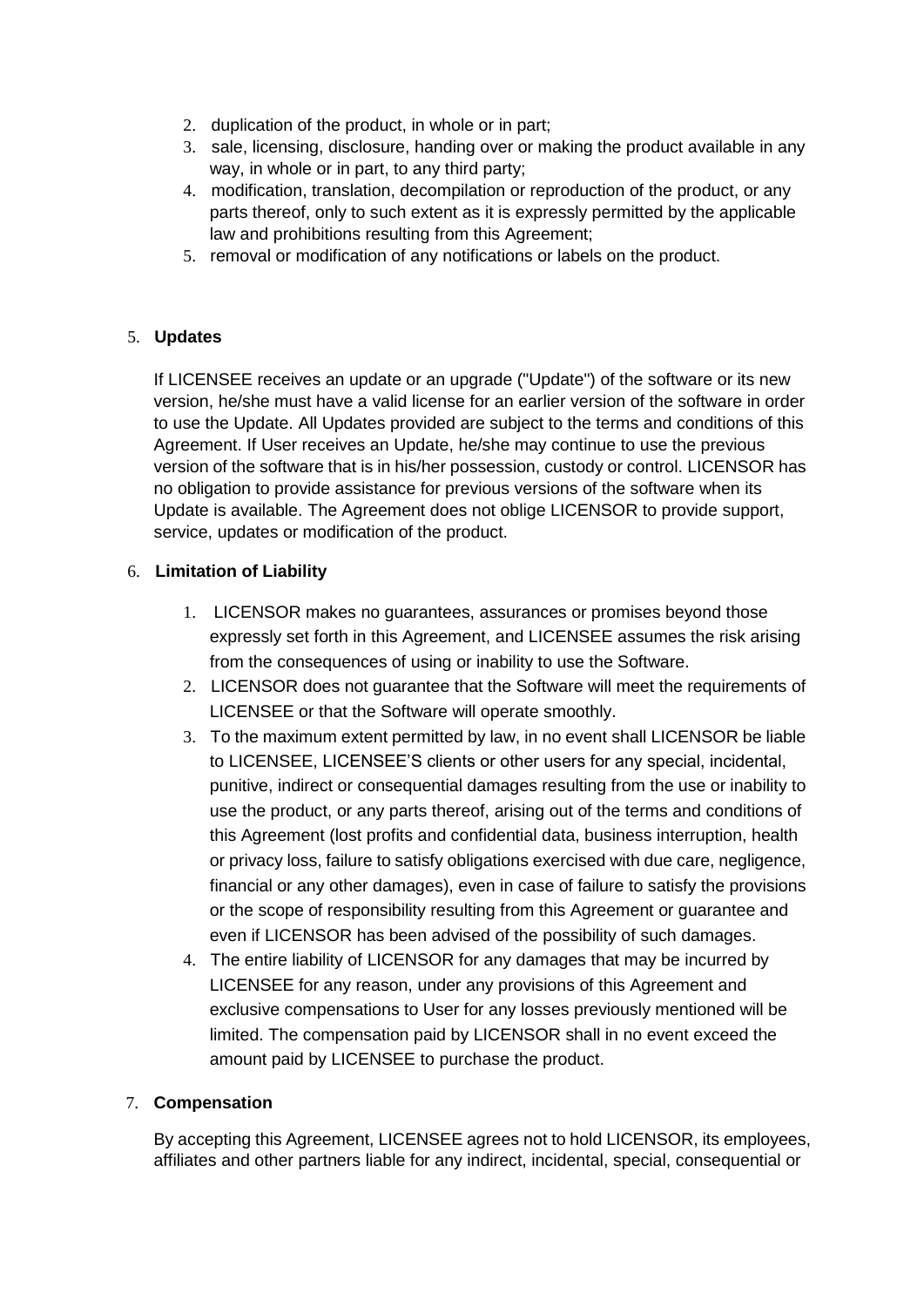2. duplication of the product, in whole or in part;
3. sale, licensing, disclosure, handing over or making the product available in any way, in whole or in part, to any third party;
4. modification, translation, decompilation or reproduction of the product, or any parts thereof, only to such extent as it is expressly permitted by the applicable law and prohibitions resulting from this Agreement;
5. removal or modification of any notifications or labels on the product.

## 5. **Updates**

If LICENSEE receives an update or an upgrade ("Update") of the software or its new version, he/she must have a valid license for an earlier version of the software in order to use the Update. All Updates provided are subject to the terms and conditions of this Agreement. If User receives an Update, he/she may continue to use the previous version of the software that is in his/her possession, custody or control. LICENSOR has no obligation to provide assistance for previous versions of the software when its Update is available. The Agreement does not oblige LICENSOR to provide support, service, updates or modification of the product.

## 6. **Limitation of Liability**

1. LICENSOR makes no guarantees, assurances or promises beyond those expressly set forth in this Agreement, and LICENSEE assumes the risk arising from the consequences of using or inability to use the Software.
2. LICENSOR does not guarantee that the Software will meet the requirements of LICENSEE or that the Software will operate smoothly.
3. To the maximum extent permitted by law, in no event shall LICENSOR be liable to LICENSEE, LICENSEE'S clients or other users for any special, incidental, punitive, indirect or consequential damages resulting from the use or inability to use the product, or any parts thereof, arising out of the terms and conditions of this Agreement (lost profits and confidential data, business interruption, health or privacy loss, failure to satisfy obligations exercised with due care, negligence, financial or any other damages), even in case of failure to satisfy the provisions or the scope of responsibility resulting from this Agreement or guarantee and even if LICENSOR has been advised of the possibility of such damages.
4. The entire liability of LICENSOR for any damages that may be incurred by LICENSEE for any reason, under any provisions of this Agreement and exclusive compensations to User for any losses previously mentioned will be limited. The compensation paid by LICENSOR shall in no event exceed the amount paid by LICENSEE to purchase the product.

## 7. **Compensation**

By accepting this Agreement, LICENSEE agrees not to hold LICENSOR, its employees, affiliates and other partners liable for any indirect, incidental, special, consequential or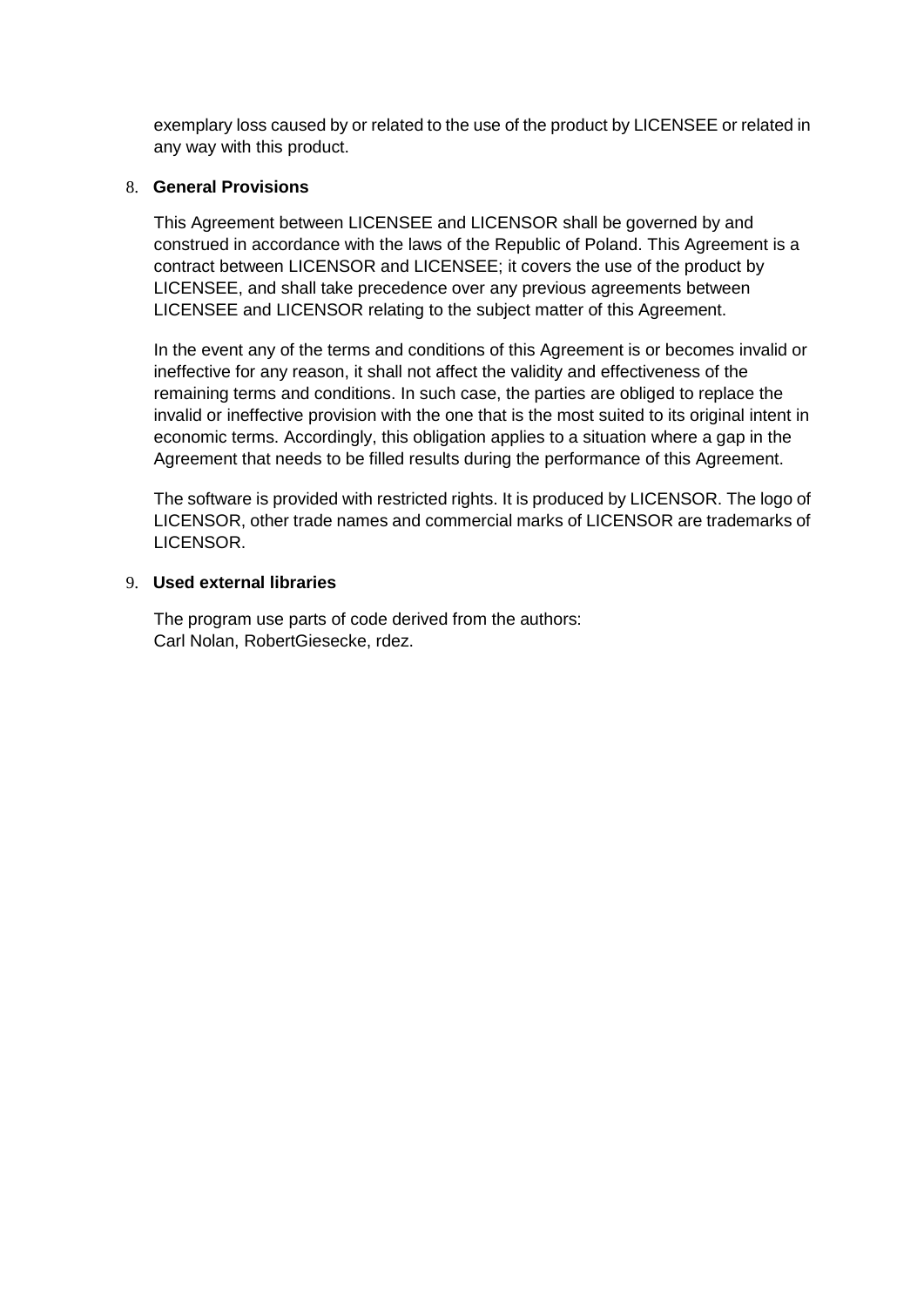exemplary loss caused by or related to the use of the product by LICENSEE or related in any way with this product.

8. **General Provisions**

   This Agreement between LICENSEE and LICENSOR shall be governed by and construed in accordance with the laws of the Republic of Poland. This Agreement is a contract between LICENSOR and LICENSEE; it covers the use of the product by LICENSEE, and shall take precedence over any previous agreements between LICENSEE and LICENSOR relating to the subject matter of this Agreement.

   In the event any of the terms and conditions of this Agreement is or becomes invalid or ineffective for any reason, it shall not affect the validity and effectiveness of the remaining terms and conditions. In such case, the parties are obliged to replace the invalid or ineffective provision with the one that is the most suited to its original intent in economic terms. Accordingly, this obligation applies to a situation where a gap in the Agreement that needs to be filled results during the performance of this Agreement.

   The software is provided with restricted rights. It is produced by LICENSOR. The logo of LICENSOR, other trade names and commercial marks of LICENSOR are trademarks of LICENSOR.

9. **Used external libraries**

   The program use parts of code derived from the authors:
   Carl Nolan, RobertGiesecke, rdez.